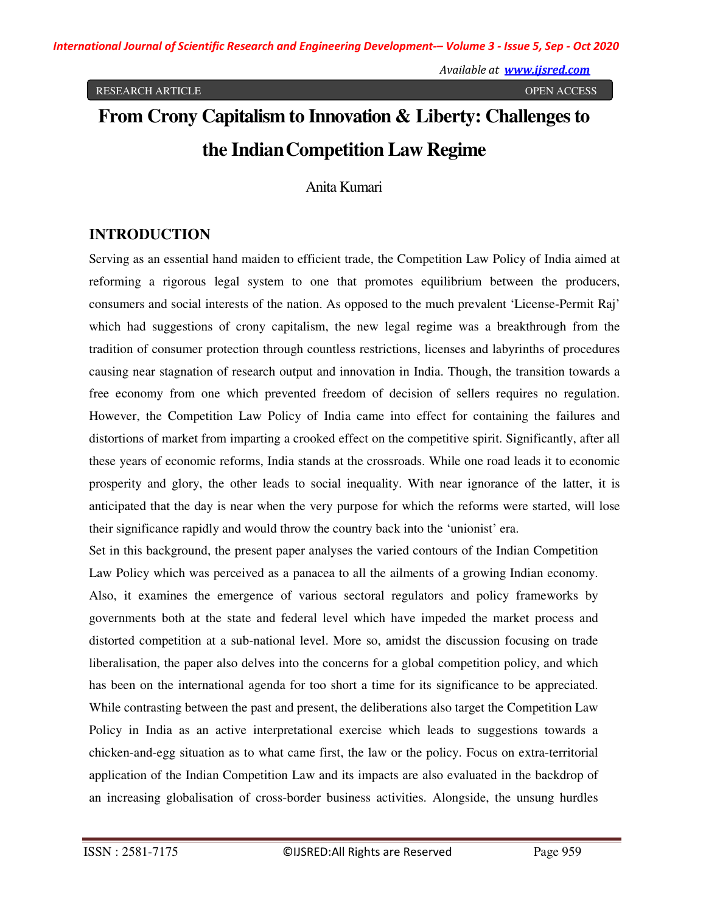RESEARCH ARTICLE OPEN ACCESS

# From Crony Capitalism to Innovation & Liberty: Challenges to the Indian Competition Law Regime

Anita Kumari

## INTRODUCTION

Serving as an essential hand maiden to efficient trade, the Competition Law Policy of India aimed at reforming a rigorous legal system to one that promotes equilibrium between the producers, consumers and social interests of the nation. As opposed to the much prevalent 'License-Permit Raj' which had suggestions of crony capitalism, the new legal regime was a breakthrough from the tradition of consumer protection through countless restrictions, licenses and labyrinths of procedures causing near stagnation of research output and innovation in India. Though, the transition towards a free economy from one which prevented freedom of decision of sellers requires no regulation. However, the Competition Law Policy of India came into effect for containing the failures and distortions of market from imparting a crooked effect on the competitive spirit. Significantly, after all these years of economic reforms, India stands at the crossroads. While one road leads it to economic prosperity and glory, the other leads to social inequality. With near ignorance of the latter, it is anticipated that the day is near when the very purpose for which the reforms were started, will lose their significance rapidly and would throw the country back into the 'unionist' era.

Set in this background, the present paper analyses the varied contours of the Indian Competition Law Policy which was perceived as a panacea to all the ailments of a growing Indian economy. Also, it examines the emergence of various sectoral regulators and policy frameworks by governments both at the state and federal level which have impeded the market process and distorted competition at a sub-national level. More so, amidst the discussion focusing on trade liberalisation, the paper also delves into the concerns for a global competition policy, and which has been on the international agenda for too short a time for its significance to be appreciated. While contrasting between the past and present, the deliberations also target the Competition Law Policy in India as an active interpretational exercise which leads to suggestions towards a chicken-and-egg situation as to what came first, the law or the policy. Focus on extra-territorial application of the Indian Competition Law and its impacts are also evaluated in the backdrop of an increasing globalisation of cross-border business activities. Alongside, the unsung hurdles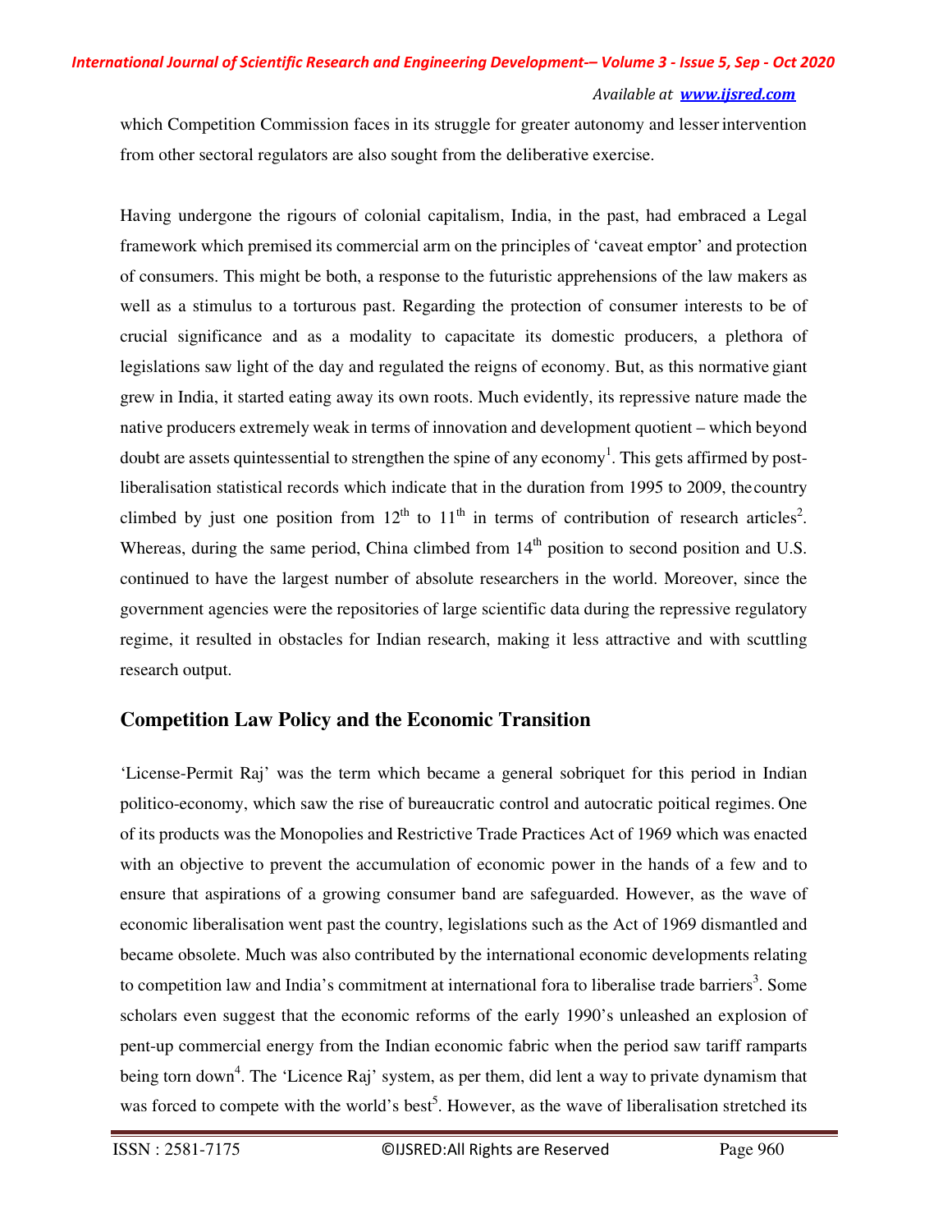which Competition Commission faces in its struggle for greater autonomy and lesser intervention from other sectoral regulators are also sought from the deliberative exercise.

Having undergone the rigours of colonial capitalism, India, in the past, had embraced a Legal framework which premised its commercial arm on the principles of 'caveat emptor' and protection of consumers. This might be both, a response to the futuristic apprehensions of the law makers as well as a stimulus to a torturous past. Regarding the protection of consumer interests to be of crucial significance and as a modality to capacitate its domestic producers, a plethora of legislations saw light of the day and regulated the reigns of economy. But, as this normative giant grew in India, it started eating away its own roots. Much evidently, its repressive nature made the native producers extremely weak in terms of innovation and development quotient – which beyond doubt are assets quintessential to strengthen the spine of any economy[1]. This gets affirmed by post-liberalisation statistical records which indicate that in the duration from 1995 to 2009, the country climbed by just one position from 12th to 11th in terms of contribution of research articles[2]. Whereas, during the same period, China climbed from 14th position to second position and U.S. continued to have the largest number of absolute researchers in the world. Moreover, since the government agencies were the repositories of large scientific data during the repressive regulatory regime, it resulted in obstacles for Indian research, making it less attractive and with scuttling research output.

## Competition Law Policy and the Economic Transition

'License-Permit Raj' was the term which became a general sobriquet for this period in Indian politico-economy, which saw the rise of bureaucratic control and autocratic poitical regimes. One of its products was the Monopolies and Restrictive Trade Practices Act of 1969 which was enacted with an objective to prevent the accumulation of economic power in the hands of a few and to ensure that aspirations of a growing consumer band are safeguarded. However, as the wave of economic liberalisation went past the country, legislations such as the Act of 1969 dismantled and became obsolete. Much was also contributed by the international economic developments relating to competition law and India's commitment at international fora to liberalise trade barriers[3]. Some scholars even suggest that the economic reforms of the early 1990's unleashed an explosion of pent-up commercial energy from the Indian economic fabric when the period saw tariff ramparts being torn down[4]. The 'Licence Raj' system, as per them, did lent a way to private dynamism that was forced to compete with the world's best[5]. However, as the wave of liberalisation stretched its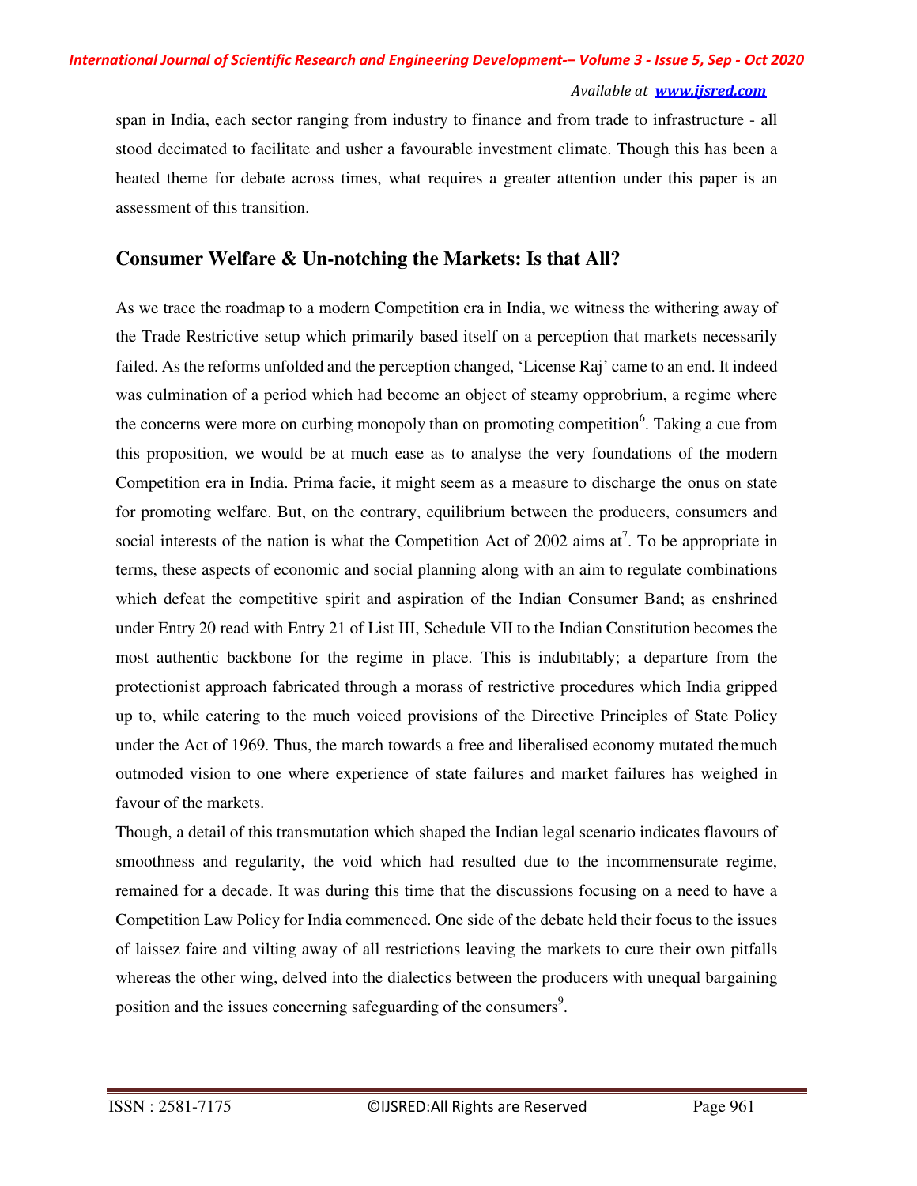span in India, each sector ranging from industry to finance and from trade to infrastructure - all stood decimated to facilitate and usher a favourable investment climate. Though this has been a heated theme for debate across times, what requires a greater attention under this paper is an assessment of this transition.

## Consumer Welfare & Un-notching the Markets: Is that All?

As we trace the roadmap to a modern Competition era in India, we witness the withering away of the Trade Restrictive setup which primarily based itself on a perception that markets necessarily failed. As the reforms unfolded and the perception changed, 'License Raj' came to an end. It indeed was culmination of a period which had become an object of steamy opprobrium, a regime where the concerns were more on curbing monopoly than on promoting competition[6]. Taking a cue from this proposition, we would be at much ease as to analyse the very foundations of the modern Competition era in India. Prima facie, it might seem as a measure to discharge the onus on state for promoting welfare. But, on the contrary, equilibrium between the producers, consumers and social interests of the nation is what the Competition Act of 2002 aims at[7]. To be appropriate in terms, these aspects of economic and social planning along with an aim to regulate combinations which defeat the competitive spirit and aspiration of the Indian Consumer Band; as enshrined under Entry 20 read with Entry 21 of List III, Schedule VII to the Indian Constitution becomes the most authentic backbone for the regime in place. This is indubitably; a departure from the protectionist approach fabricated through a morass of restrictive procedures which India gripped up to, while catering to the much voiced provisions of the Directive Principles of State Policy under the Act of 1969. Thus, the march towards a free and liberalised economy mutated the much outmoded vision to one where experience of state failures and market failures has weighed in favour of the markets.

Though, a detail of this transmutation which shaped the Indian legal scenario indicates flavours of smoothness and regularity, the void which had resulted due to the incommensurate regime, remained for a decade. It was during this time that the discussions focusing on a need to have a Competition Law Policy for India commenced. One side of the debate held their focus to the issues of laissez faire and vilting away of all restrictions leaving the markets to cure their own pitfalls whereas the other wing, delved into the dialectics between the producers with unequal bargaining position and the issues concerning safeguarding of the consumers[9].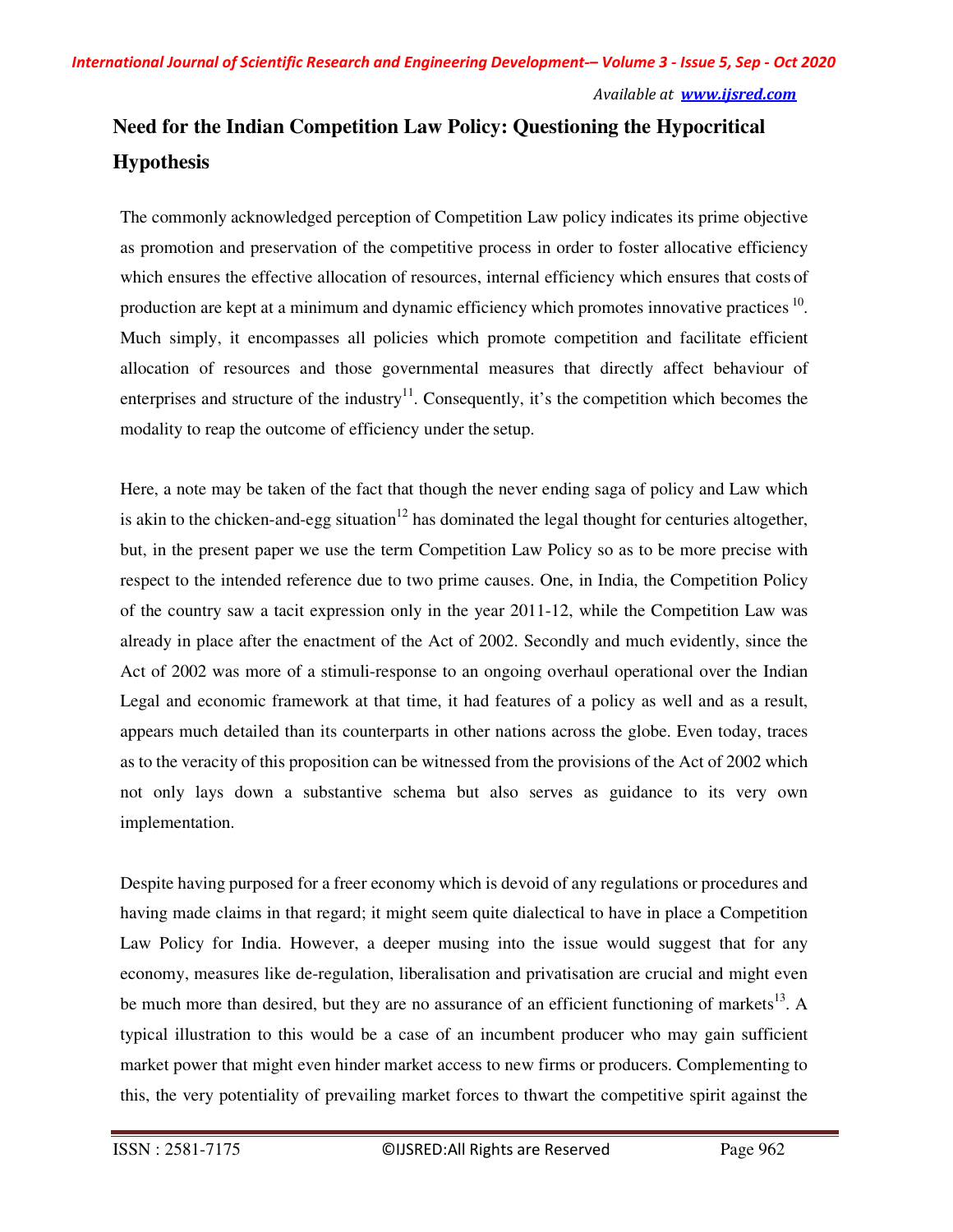## Need for the Indian Competition Law Policy: Questioning the Hypocritical Hypothesis

The commonly acknowledged perception of Competition Law policy indicates its prime objective as promotion and preservation of the competitive process in order to foster allocative efficiency which ensures the effective allocation of resources, internal efficiency which ensures that costs of production are kept at a minimum and dynamic efficiency which promotes innovative practices [10]. Much simply, it encompasses all policies which promote competition and facilitate efficient allocation of resources and those governmental measures that directly affect behaviour of enterprises and structure of the industry[11]. Consequently, it's the competition which becomes the modality to reap the outcome of efficiency under the setup.

Here, a note may be taken of the fact that though the never ending saga of policy and Law which is akin to the chicken-and-egg situation[12] has dominated the legal thought for centuries altogether, but, in the present paper we use the term Competition Law Policy so as to be more precise with respect to the intended reference due to two prime causes. One, in India, the Competition Policy of the country saw a tacit expression only in the year 2011-12, while the Competition Law was already in place after the enactment of the Act of 2002. Secondly and much evidently, since the Act of 2002 was more of a stimuli-response to an ongoing overhaul operational over the Indian Legal and economic framework at that time, it had features of a policy as well and as a result, appears much detailed than its counterparts in other nations across the globe. Even today, traces as to the veracity of this proposition can be witnessed from the provisions of the Act of 2002 which not only lays down a substantive schema but also serves as guidance to its very own implementation.

Despite having purposed for a freer economy which is devoid of any regulations or procedures and having made claims in that regard; it might seem quite dialectical to have in place a Competition Law Policy for India. However, a deeper musing into the issue would suggest that for any economy, measures like de-regulation, liberalisation and privatisation are crucial and might even be much more than desired, but they are no assurance of an efficient functioning of markets[13]. A typical illustration to this would be a case of an incumbent producer who may gain sufficient market power that might even hinder market access to new firms or producers. Complementing to this, the very potentiality of prevailing market forces to thwart the competitive spirit against the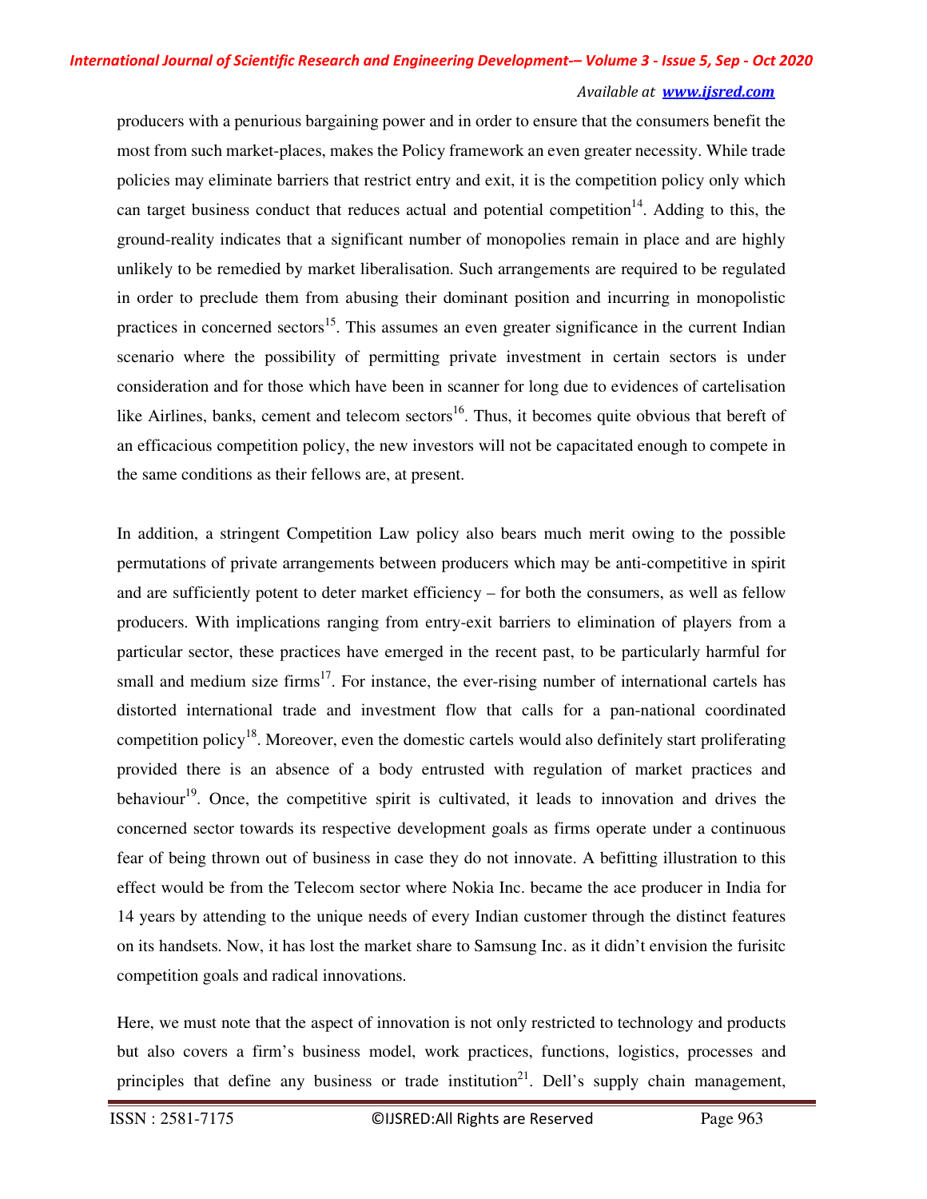producers with a penurious bargaining power and in order to ensure that the consumers benefit the most from such market-places, makes the Policy framework an even greater necessity. While trade policies may eliminate barriers that restrict entry and exit, it is the competition policy only which can target business conduct that reduces actual and potential competition[14]. Adding to this, the ground-reality indicates that a significant number of monopolies remain in place and are highly unlikely to be remedied by market liberalisation. Such arrangements are required to be regulated in order to preclude them from abusing their dominant position and incurring in monopolistic practices in concerned sectors[15]. This assumes an even greater significance in the current Indian scenario where the possibility of permitting private investment in certain sectors is under consideration and for those which have been in scanner for long due to evidences of cartelisation like Airlines, banks, cement and telecom sectors[16]. Thus, it becomes quite obvious that bereft of an efficacious competition policy, the new investors will not be capacitated enough to compete in the same conditions as their fellows are, at present.

In addition, a stringent Competition Law policy also bears much merit owing to the possible permutations of private arrangements between producers which may be anti-competitive in spirit and are sufficiently potent to deter market efficiency – for both the consumers, as well as fellow producers. With implications ranging from entry-exit barriers to elimination of players from a particular sector, these practices have emerged in the recent past, to be particularly harmful for small and medium size firms[17]. For instance, the ever-rising number of international cartels has distorted international trade and investment flow that calls for a pan-national coordinated competition policy[18]. Moreover, even the domestic cartels would also definitely start proliferating provided there is an absence of a body entrusted with regulation of market practices and behaviour[19]. Once, the competitive spirit is cultivated, it leads to innovation and drives the concerned sector towards its respective development goals as firms operate under a continuous fear of being thrown out of business in case they do not innovate. A befitting illustration to this effect would be from the Telecom sector where Nokia Inc. became the ace producer in India for 14 years by attending to the unique needs of every Indian customer through the distinct features on its handsets. Now, it has lost the market share to Samsung Inc. as it didn't envision the furisitc competition goals and radical innovations.

Here, we must note that the aspect of innovation is not only restricted to technology and products but also covers a firm's business model, work practices, functions, logistics, processes and principles that define any business or trade institution[21]. Dell's supply chain management,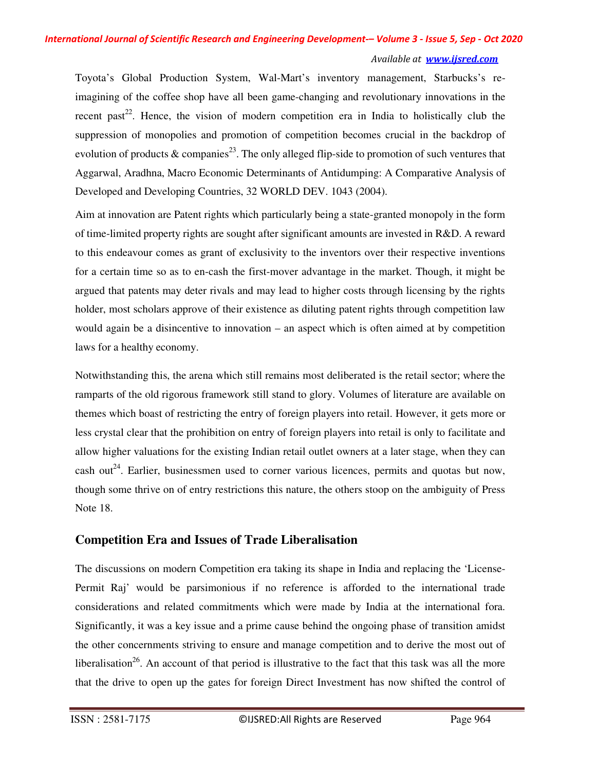Toyota's Global Production System, Wal-Mart's inventory management, Starbucks's re-imagining of the coffee shop have all been game-changing and revolutionary innovations in the recent past[22]. Hence, the vision of modern competition era in India to holistically club the suppression of monopolies and promotion of competition becomes crucial in the backdrop of evolution of products & companies[23]. The only alleged flip-side to promotion of such ventures that Aggarwal, Aradhna, Macro Economic Determinants of Antidumping: A Comparative Analysis of Developed and Developing Countries, 32 WORLD DEV. 1043 (2004).

Aim at innovation are Patent rights which particularly being a state-granted monopoly in the form of time-limited property rights are sought after significant amounts are invested in R&D. A reward to this endeavour comes as grant of exclusivity to the inventors over their respective inventions for a certain time so as to en-cash the first-mover advantage in the market. Though, it might be argued that patents may deter rivals and may lead to higher costs through licensing by the rights holder, most scholars approve of their existence as diluting patent rights through competition law would again be a disincentive to innovation – an aspect which is often aimed at by competition laws for a healthy economy.

Notwithstanding this, the arena which still remains most deliberated is the retail sector; where the ramparts of the old rigorous framework still stand to glory. Volumes of literature are available on themes which boast of restricting the entry of foreign players into retail. However, it gets more or less crystal clear that the prohibition on entry of foreign players into retail is only to facilitate and allow higher valuations for the existing Indian retail outlet owners at a later stage, when they can cash out[24]. Earlier, businessmen used to corner various licences, permits and quotas but now, though some thrive on of entry restrictions this nature, the others stoop on the ambiguity of Press Note 18.

## Competition Era and Issues of Trade Liberalisation

The discussions on modern Competition era taking its shape in India and replacing the 'License-Permit Raj' would be parsimonious if no reference is afforded to the international trade considerations and related commitments which were made by India at the international fora. Significantly, it was a key issue and a prime cause behind the ongoing phase of transition amidst the other concernments striving to ensure and manage competition and to derive the most out of liberalisation[26]. An account of that period is illustrative to the fact that this task was all the more that the drive to open up the gates for foreign Direct Investment has now shifted the control of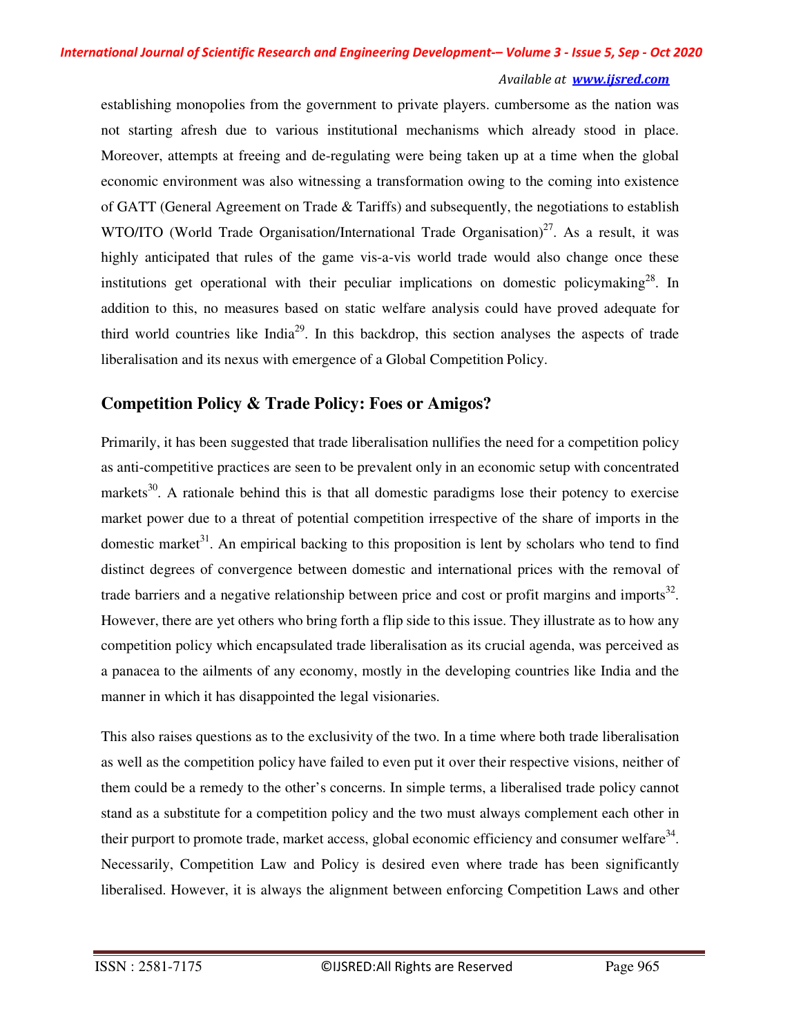establishing monopolies from the government to private players. cumbersome as the nation was not starting afresh due to various institutional mechanisms which already stood in place. Moreover, attempts at freeing and de-regulating were being taken up at a time when the global economic environment was also witnessing a transformation owing to the coming into existence of GATT (General Agreement on Trade & Tariffs) and subsequently, the negotiations to establish WTO/ITO (World Trade Organisation/International Trade Organisation)[27]. As a result, it was highly anticipated that rules of the game vis-a-vis world trade would also change once these institutions get operational with their peculiar implications on domestic policymaking[28]. In addition to this, no measures based on static welfare analysis could have proved adequate for third world countries like India[29]. In this backdrop, this section analyses the aspects of trade liberalisation and its nexus with emergence of a Global Competition Policy.

## Competition Policy & Trade Policy: Foes or Amigos?

Primarily, it has been suggested that trade liberalisation nullifies the need for a competition policy as anti-competitive practices are seen to be prevalent only in an economic setup with concentrated markets[30]. A rationale behind this is that all domestic paradigms lose their potency to exercise market power due to a threat of potential competition irrespective of the share of imports in the domestic market[31]. An empirical backing to this proposition is lent by scholars who tend to find distinct degrees of convergence between domestic and international prices with the removal of trade barriers and a negative relationship between price and cost or profit margins and imports[32]. However, there are yet others who bring forth a flip side to this issue. They illustrate as to how any competition policy which encapsulated trade liberalisation as its crucial agenda, was perceived as a panacea to the ailments of any economy, mostly in the developing countries like India and the manner in which it has disappointed the legal visionaries.

This also raises questions as to the exclusivity of the two. In a time where both trade liberalisation as well as the competition policy have failed to even put it over their respective visions, neither of them could be a remedy to the other's concerns. In simple terms, a liberalised trade policy cannot stand as a substitute for a competition policy and the two must always complement each other in their purport to promote trade, market access, global economic efficiency and consumer welfare[34]. Necessarily, Competition Law and Policy is desired even where trade has been significantly liberalised. However, it is always the alignment between enforcing Competition Laws and other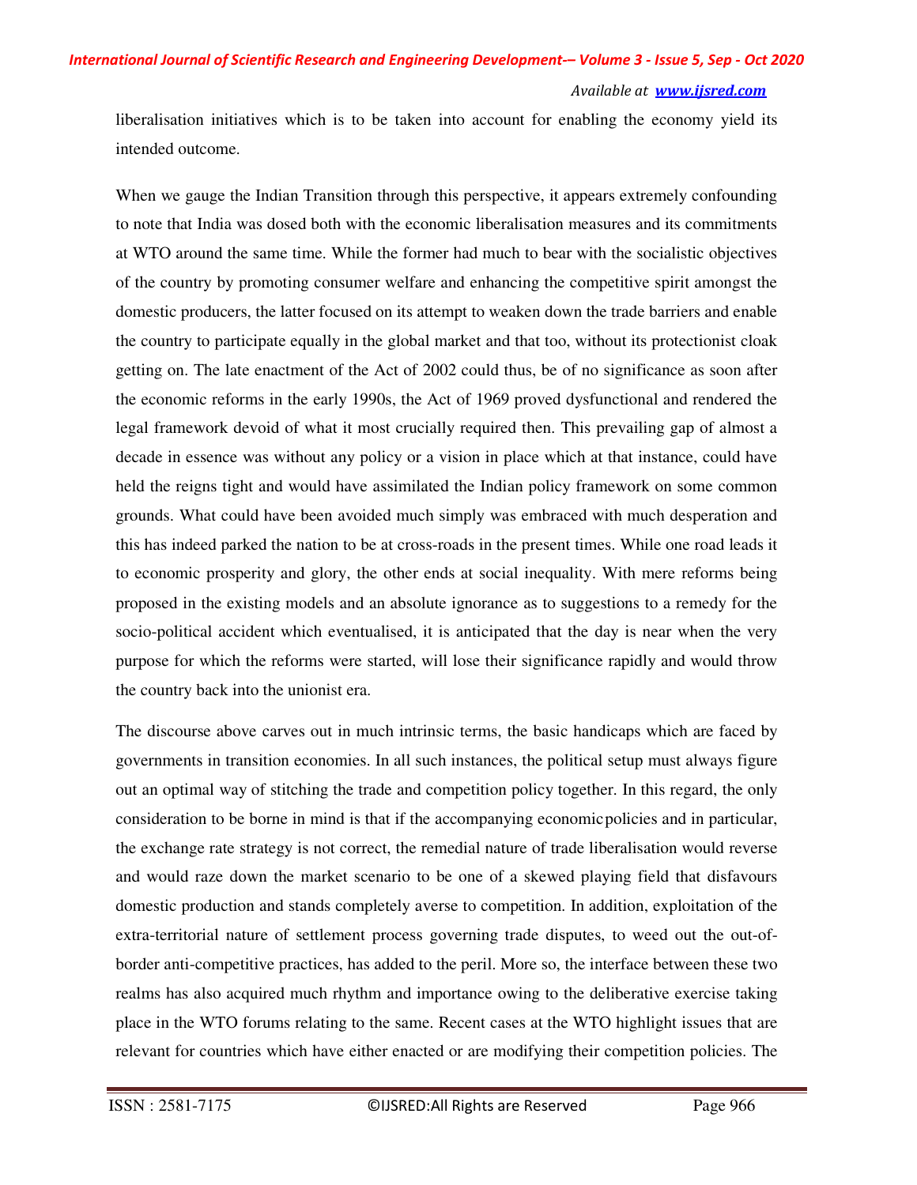liberalisation initiatives which is to be taken into account for enabling the economy yield its intended outcome.

When we gauge the Indian Transition through this perspective, it appears extremely confounding to note that India was dosed both with the economic liberalisation measures and its commitments at WTO around the same time. While the former had much to bear with the socialistic objectives of the country by promoting consumer welfare and enhancing the competitive spirit amongst the domestic producers, the latter focused on its attempt to weaken down the trade barriers and enable the country to participate equally in the global market and that too, without its protectionist cloak getting on. The late enactment of the Act of 2002 could thus, be of no significance as soon after the economic reforms in the early 1990s, the Act of 1969 proved dysfunctional and rendered the legal framework devoid of what it most crucially required then. This prevailing gap of almost a decade in essence was without any policy or a vision in place which at that instance, could have held the reigns tight and would have assimilated the Indian policy framework on some common grounds. What could have been avoided much simply was embraced with much desperation and this has indeed parked the nation to be at cross-roads in the present times. While one road leads it to economic prosperity and glory, the other ends at social inequality. With mere reforms being proposed in the existing models and an absolute ignorance as to suggestions to a remedy for the socio-political accident which eventualised, it is anticipated that the day is near when the very purpose for which the reforms were started, will lose their significance rapidly and would throw the country back into the unionist era.

The discourse above carves out in much intrinsic terms, the basic handicaps which are faced by governments in transition economies. In all such instances, the political setup must always figure out an optimal way of stitching the trade and competition policy together. In this regard, the only consideration to be borne in mind is that if the accompanying economic policies and in particular, the exchange rate strategy is not correct, the remedial nature of trade liberalisation would reverse and would raze down the market scenario to be one of a skewed playing field that disfavours domestic production and stands completely averse to competition. In addition, exploitation of the extra-territorial nature of settlement process governing trade disputes, to weed out the out-of-border anti-competitive practices, has added to the peril. More so, the interface between these two realms has also acquired much rhythm and importance owing to the deliberative exercise taking place in the WTO forums relating to the same. Recent cases at the WTO highlight issues that are relevant for countries which have either enacted or are modifying their competition policies. The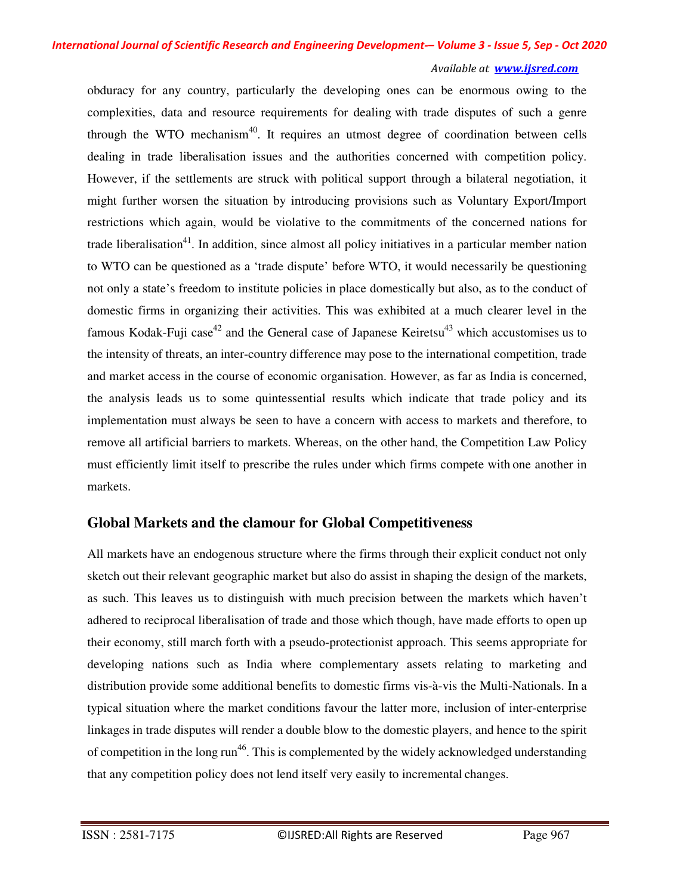obduracy for any country, particularly the developing ones can be enormous owing to the complexities, data and resource requirements for dealing with trade disputes of such a genre through the WTO mechanism[40]. It requires an utmost degree of coordination between cells dealing in trade liberalisation issues and the authorities concerned with competition policy. However, if the settlements are struck with political support through a bilateral negotiation, it might further worsen the situation by introducing provisions such as Voluntary Export/Import restrictions which again, would be violative to the commitments of the concerned nations for trade liberalisation[41]. In addition, since almost all policy initiatives in a particular member nation to WTO can be questioned as a 'trade dispute' before WTO, it would necessarily be questioning not only a state's freedom to institute policies in place domestically but also, as to the conduct of domestic firms in organizing their activities. This was exhibited at a much clearer level in the famous Kodak-Fuji case[42] and the General case of Japanese Keiretsu[43] which accustomises us to the intensity of threats, an inter-country difference may pose to the international competition, trade and market access in the course of economic organisation. However, as far as India is concerned, the analysis leads us to some quintessential results which indicate that trade policy and its implementation must always be seen to have a concern with access to markets and therefore, to remove all artificial barriers to markets. Whereas, on the other hand, the Competition Law Policy must efficiently limit itself to prescribe the rules under which firms compete with one another in markets.

## Global Markets and the clamour for Global Competitiveness

All markets have an endogenous structure where the firms through their explicit conduct not only sketch out their relevant geographic market but also do assist in shaping the design of the markets, as such. This leaves us to distinguish with much precision between the markets which haven't adhered to reciprocal liberalisation of trade and those which though, have made efforts to open up their economy, still march forth with a pseudo-protectionist approach. This seems appropriate for developing nations such as India where complementary assets relating to marketing and distribution provide some additional benefits to domestic firms vis-à-vis the Multi-Nationals. In a typical situation where the market conditions favour the latter more, inclusion of inter-enterprise linkages in trade disputes will render a double blow to the domestic players, and hence to the spirit of competition in the long run[46]. This is complemented by the widely acknowledged understanding that any competition policy does not lend itself very easily to incremental changes.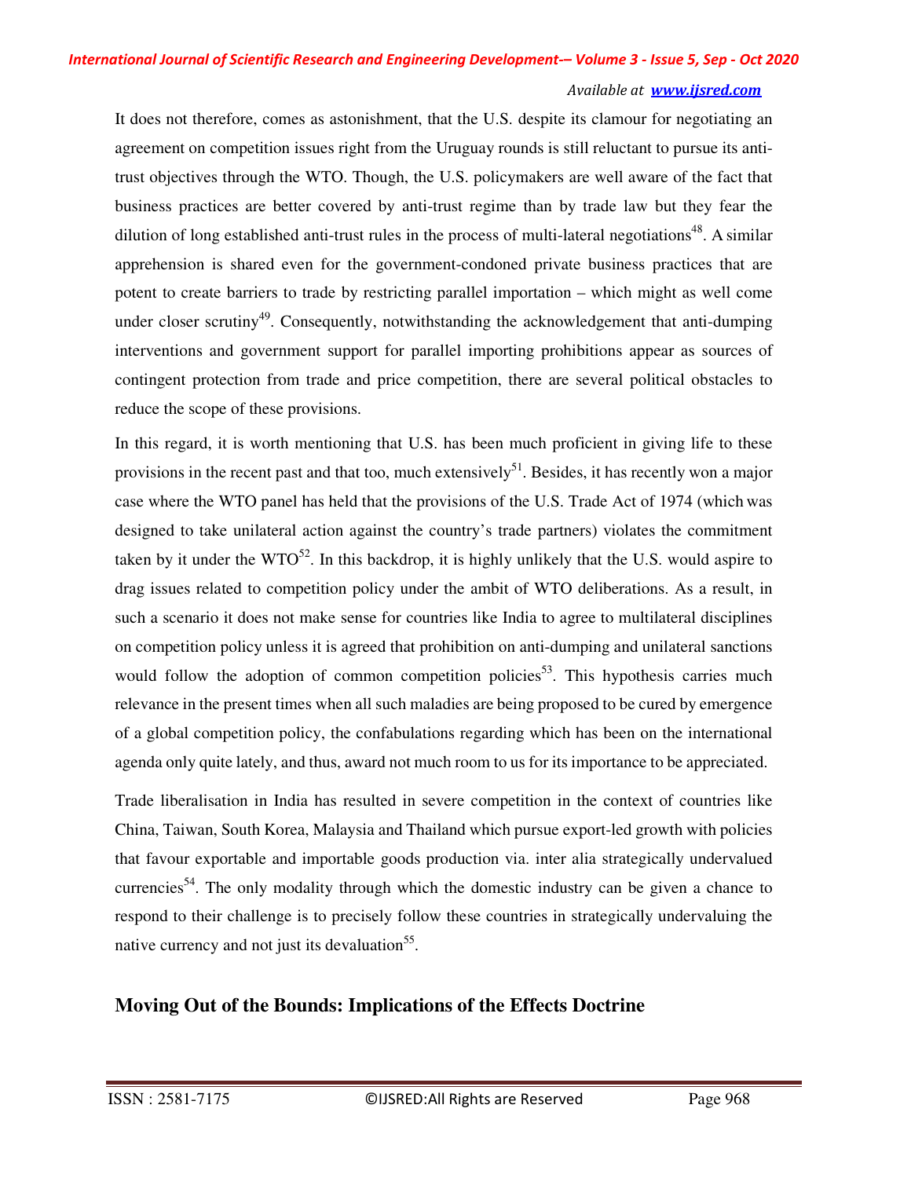It does not therefore, comes as astonishment, that the U.S. despite its clamour for negotiating an agreement on competition issues right from the Uruguay rounds is still reluctant to pursue its anti-trust objectives through the WTO. Though, the U.S. policymakers are well aware of the fact that business practices are better covered by anti-trust regime than by trade law but they fear the dilution of long established anti-trust rules in the process of multi-lateral negotiations[48]. A similar apprehension is shared even for the government-condoned private business practices that are potent to create barriers to trade by restricting parallel importation – which might as well come under closer scrutiny[49]. Consequently, notwithstanding the acknowledgement that anti-dumping interventions and government support for parallel importing prohibitions appear as sources of contingent protection from trade and price competition, there are several political obstacles to reduce the scope of these provisions.

In this regard, it is worth mentioning that U.S. has been much proficient in giving life to these provisions in the recent past and that too, much extensively[51]. Besides, it has recently won a major case where the WTO panel has held that the provisions of the U.S. Trade Act of 1974 (which was designed to take unilateral action against the country's trade partners) violates the commitment taken by it under the WTO[52]. In this backdrop, it is highly unlikely that the U.S. would aspire to drag issues related to competition policy under the ambit of WTO deliberations. As a result, in such a scenario it does not make sense for countries like India to agree to multilateral disciplines on competition policy unless it is agreed that prohibition on anti-dumping and unilateral sanctions would follow the adoption of common competition policies[53]. This hypothesis carries much relevance in the present times when all such maladies are being proposed to be cured by emergence of a global competition policy, the confabulations regarding which has been on the international agenda only quite lately, and thus, award not much room to us for its importance to be appreciated.

Trade liberalisation in India has resulted in severe competition in the context of countries like China, Taiwan, South Korea, Malaysia and Thailand which pursue export-led growth with policies that favour exportable and importable goods production via. inter alia strategically undervalued currencies[54]. The only modality through which the domestic industry can be given a chance to respond to their challenge is to precisely follow these countries in strategically undervaluing the native currency and not just its devaluation[55].

## Moving Out of the Bounds: Implications of the Effects Doctrine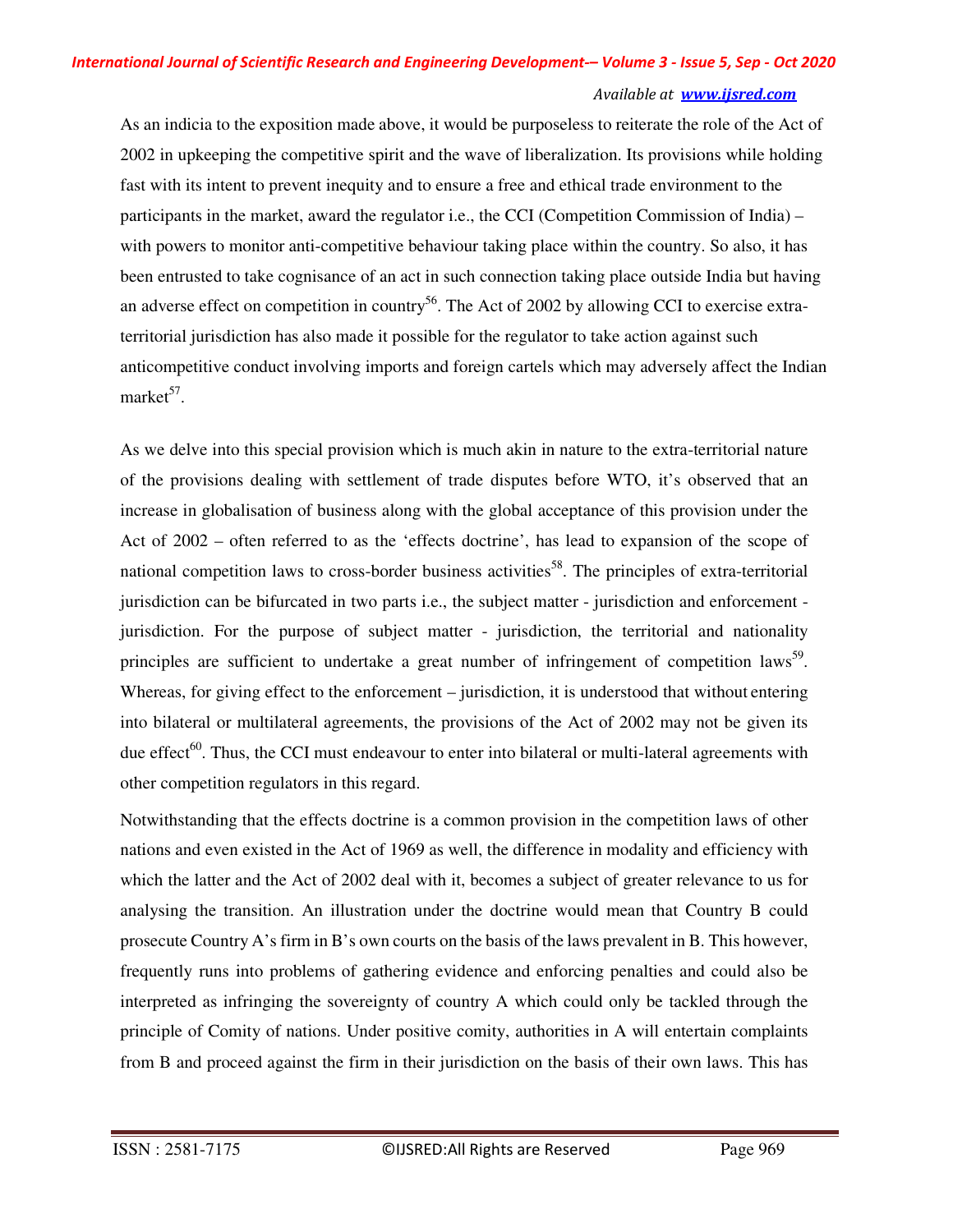As an indicia to the exposition made above, it would be purposeless to reiterate the role of the Act of 2002 in upkeeping the competitive spirit and the wave of liberalization. Its provisions while holding fast with its intent to prevent inequity and to ensure a free and ethical trade environment to the participants in the market, award the regulator i.e., the CCI (Competition Commission of India) – with powers to monitor anti-competitive behaviour taking place within the country. So also, it has been entrusted to take cognisance of an act in such connection taking place outside India but having an adverse effect on competition in country[56]. The Act of 2002 by allowing CCI to exercise extra-territorial jurisdiction has also made it possible for the regulator to take action against such anticompetitive conduct involving imports and foreign cartels which may adversely affect the Indian market[57].

As we delve into this special provision which is much akin in nature to the extra-territorial nature of the provisions dealing with settlement of trade disputes before WTO, it's observed that an increase in globalisation of business along with the global acceptance of this provision under the Act of 2002 – often referred to as the 'effects doctrine', has lead to expansion of the scope of national competition laws to cross-border business activities[58]. The principles of extra-territorial jurisdiction can be bifurcated in two parts i.e., the subject matter - jurisdiction and enforcement - jurisdiction. For the purpose of subject matter - jurisdiction, the territorial and nationality principles are sufficient to undertake a great number of infringement of competition laws[59]. Whereas, for giving effect to the enforcement – jurisdiction, it is understood that without entering into bilateral or multilateral agreements, the provisions of the Act of 2002 may not be given its due effect[60]. Thus, the CCI must endeavour to enter into bilateral or multi-lateral agreements with other competition regulators in this regard.

Notwithstanding that the effects doctrine is a common provision in the competition laws of other nations and even existed in the Act of 1969 as well, the difference in modality and efficiency with which the latter and the Act of 2002 deal with it, becomes a subject of greater relevance to us for analysing the transition. An illustration under the doctrine would mean that Country B could prosecute Country A's firm in B's own courts on the basis of the laws prevalent in B. This however, frequently runs into problems of gathering evidence and enforcing penalties and could also be interpreted as infringing the sovereignty of country A which could only be tackled through the principle of Comity of nations. Under positive comity, authorities in A will entertain complaints from B and proceed against the firm in their jurisdiction on the basis of their own laws. This has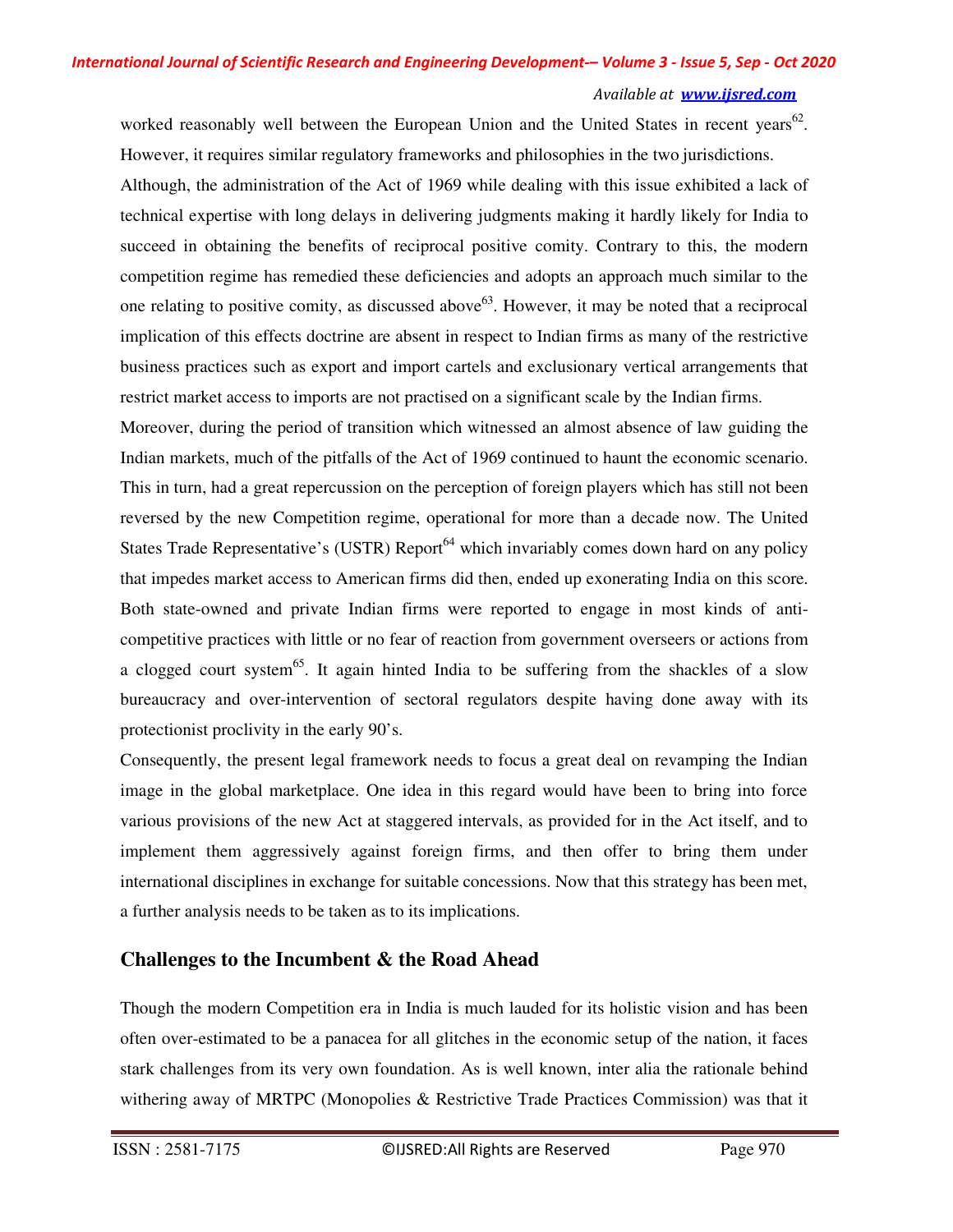worked reasonably well between the European Union and the United States in recent years[62]. However, it requires similar regulatory frameworks and philosophies in the two jurisdictions.

Although, the administration of the Act of 1969 while dealing with this issue exhibited a lack of technical expertise with long delays in delivering judgments making it hardly likely for India to succeed in obtaining the benefits of reciprocal positive comity. Contrary to this, the modern competition regime has remedied these deficiencies and adopts an approach much similar to the one relating to positive comity, as discussed above[63]. However, it may be noted that a reciprocal implication of this effects doctrine are absent in respect to Indian firms as many of the restrictive business practices such as export and import cartels and exclusionary vertical arrangements that restrict market access to imports are not practised on a significant scale by the Indian firms.

Moreover, during the period of transition which witnessed an almost absence of law guiding the Indian markets, much of the pitfalls of the Act of 1969 continued to haunt the economic scenario. This in turn, had a great repercussion on the perception of foreign players which has still not been reversed by the new Competition regime, operational for more than a decade now. The United States Trade Representative's (USTR) Report[64] which invariably comes down hard on any policy that impedes market access to American firms did then, ended up exonerating India on this score. Both state-owned and private Indian firms were reported to engage in most kinds of anti-competitive practices with little or no fear of reaction from government overseers or actions from a clogged court system[65]. It again hinted India to be suffering from the shackles of a slow bureaucracy and over-intervention of sectoral regulators despite having done away with its protectionist proclivity in the early 90's.

Consequently, the present legal framework needs to focus a great deal on revamping the Indian image in the global marketplace. One idea in this regard would have been to bring into force various provisions of the new Act at staggered intervals, as provided for in the Act itself, and to implement them aggressively against foreign firms, and then offer to bring them under international disciplines in exchange for suitable concessions. Now that this strategy has been met, a further analysis needs to be taken as to its implications.

## Challenges to the Incumbent & the Road Ahead

Though the modern Competition era in India is much lauded for its holistic vision and has been often over-estimated to be a panacea for all glitches in the economic setup of the nation, it faces stark challenges from its very own foundation. As is well known, inter alia the rationale behind withering away of MRTPC (Monopolies & Restrictive Trade Practices Commission) was that it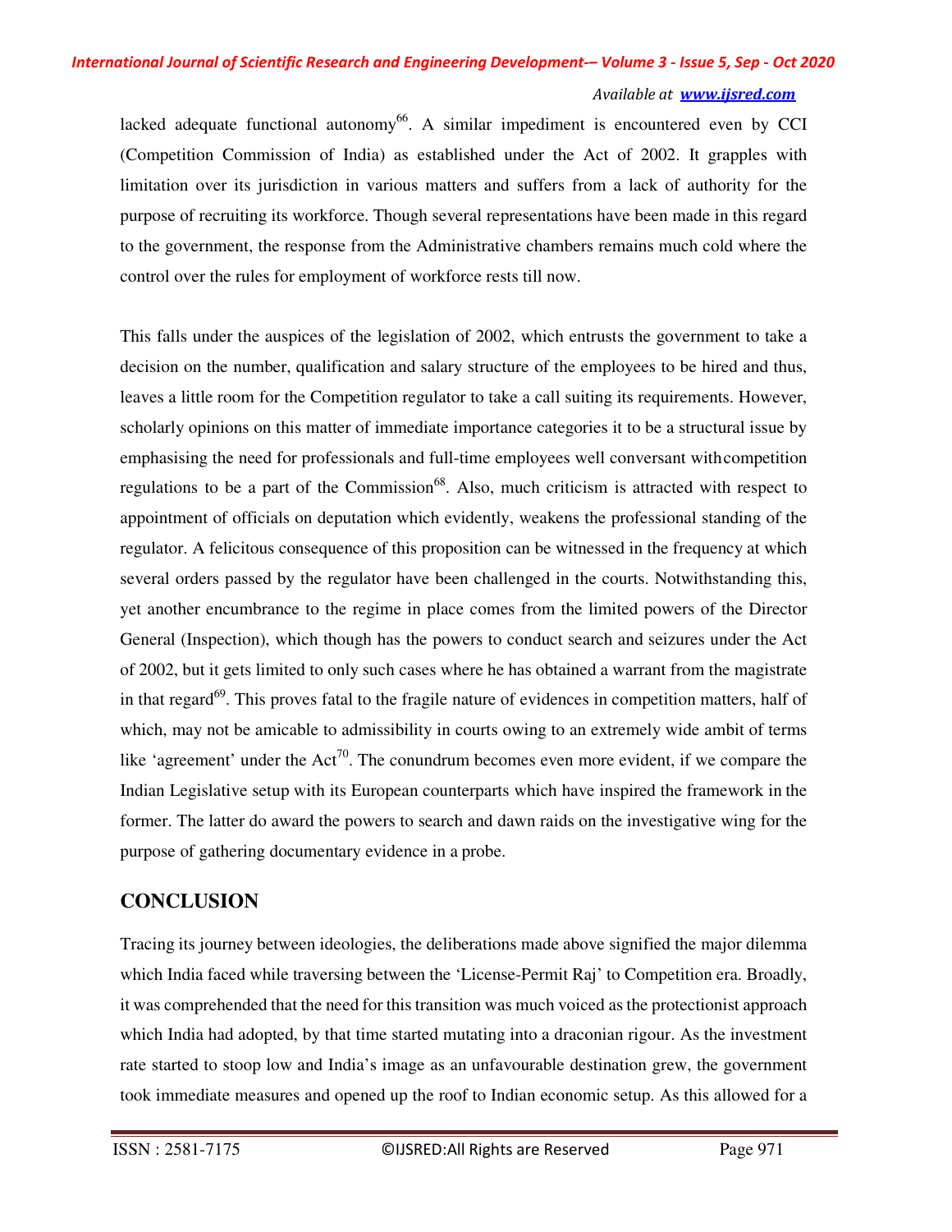lacked adequate functional autonomy[66]. A similar impediment is encountered even by CCI (Competition Commission of India) as established under the Act of 2002. It grapples with limitation over its jurisdiction in various matters and suffers from a lack of authority for the purpose of recruiting its workforce. Though several representations have been made in this regard to the government, the response from the Administrative chambers remains much cold where the control over the rules for employment of workforce rests till now.

This falls under the auspices of the legislation of 2002, which entrusts the government to take a decision on the number, qualification and salary structure of the employees to be hired and thus, leaves a little room for the Competition regulator to take a call suiting its requirements. However, scholarly opinions on this matter of immediate importance categories it to be a structural issue by emphasising the need for professionals and full-time employees well conversant withcompetition regulations to be a part of the Commission[68]. Also, much criticism is attracted with respect to appointment of officials on deputation which evidently, weakens the professional standing of the regulator. A felicitous consequence of this proposition can be witnessed in the frequency at which several orders passed by the regulator have been challenged in the courts. Notwithstanding this, yet another encumbrance to the regime in place comes from the limited powers of the Director General (Inspection), which though has the powers to conduct search and seizures under the Act of 2002, but it gets limited to only such cases where he has obtained a warrant from the magistrate in that regard[69]. This proves fatal to the fragile nature of evidences in competition matters, half of which, may not be amicable to admissibility in courts owing to an extremely wide ambit of terms like 'agreement' under the Act[70]. The conundrum becomes even more evident, if we compare the Indian Legislative setup with its European counterparts which have inspired the framework in the former. The latter do award the powers to search and dawn raids on the investigative wing for the purpose of gathering documentary evidence in a probe.

## CONCLUSION

Tracing its journey between ideologies, the deliberations made above signified the major dilemma which India faced while traversing between the 'License-Permit Raj' to Competition era. Broadly, it was comprehended that the need for this transition was much voiced as the protectionist approach which India had adopted, by that time started mutating into a draconian rigour. As the investment rate started to stoop low and India's image as an unfavourable destination grew, the government took immediate measures and opened up the roof to Indian economic setup. As this allowed for a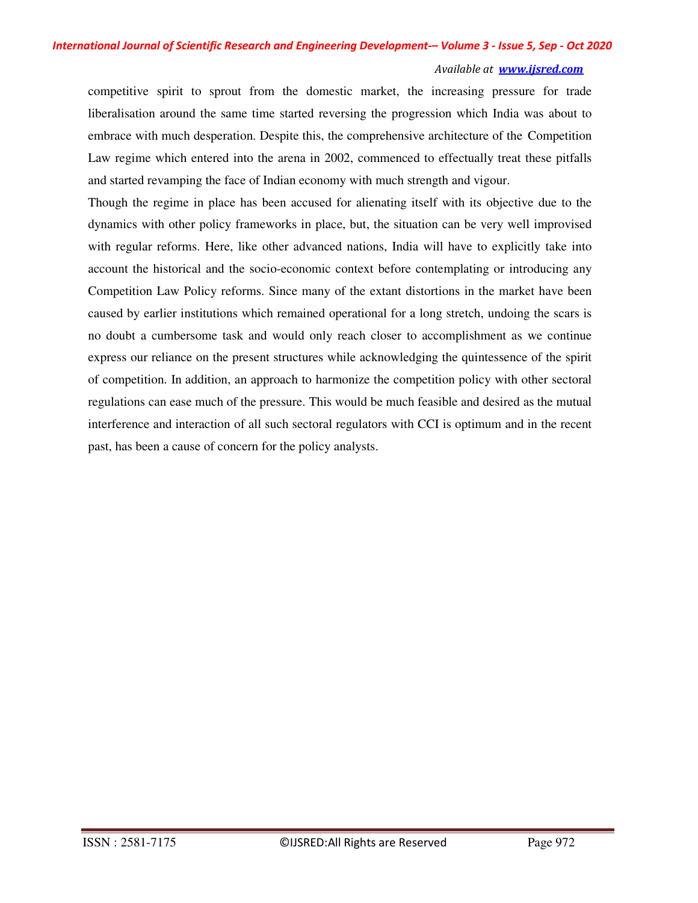competitive spirit to sprout from the domestic market, the increasing pressure for trade liberalisation around the same time started reversing the progression which India was about to embrace with much desperation. Despite this, the comprehensive architecture of the Competition Law regime which entered into the arena in 2002, commenced to effectually treat these pitfalls and started revamping the face of Indian economy with much strength and vigour.

Though the regime in place has been accused for alienating itself with its objective due to the dynamics with other policy frameworks in place, but, the situation can be very well improvised with regular reforms. Here, like other advanced nations, India will have to explicitly take into account the historical and the socio-economic context before contemplating or introducing any Competition Law Policy reforms. Since many of the extant distortions in the market have been caused by earlier institutions which remained operational for a long stretch, undoing the scars is no doubt a cumbersome task and would only reach closer to accomplishment as we continue express our reliance on the present structures while acknowledging the quintessence of the spirit of competition. In addition, an approach to harmonize the competition policy with other sectoral regulations can ease much of the pressure. This would be much feasible and desired as the mutual interference and interaction of all such sectoral regulators with CCI is optimum and in the recent past, has been a cause of concern for the policy analysts.